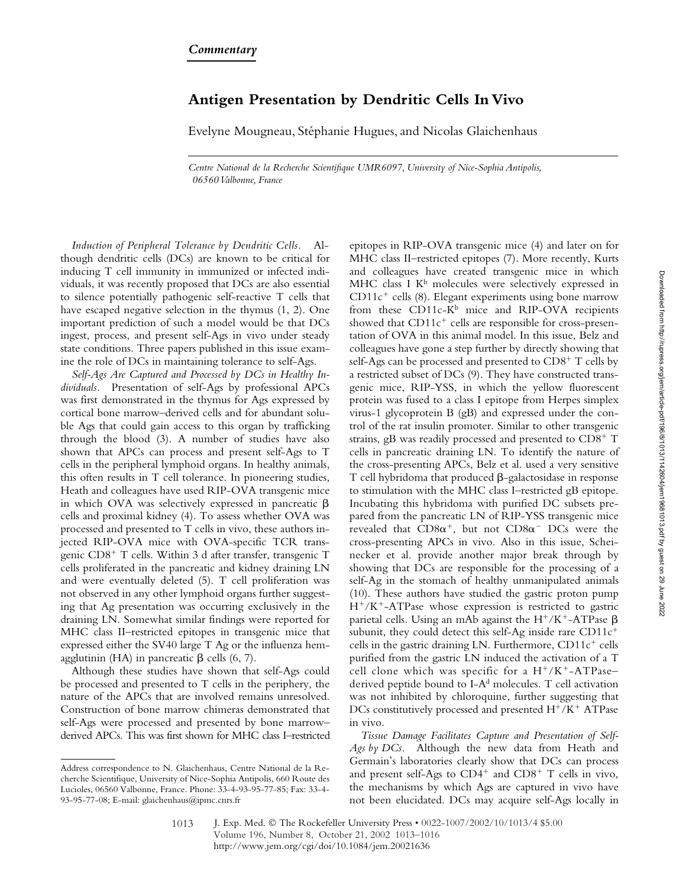*Commentary*

# Antigen Presentation by Dendritic Cells In Vivo

Evelyne Mougneau, Stéphanie Hugues, and Nicolas Glaichenhaus

*Centre National de la Recherche Scientifique UMR6097, University of Nice-Sophia Antipolis, 06560 Valbonne, France*

*Induction of Peripheral Tolerance by Dendritic Cells.* Although dendritic cells (DCs) are known to be critical for inducing T cell immunity in immunized or infected individuals, it was recently proposed that DCs are also essential to silence potentially pathogenic self-reactive T cells that have escaped negative selection in the thymus (1, 2). One important prediction of such a model would be that DCs ingest, process, and present self-Ags in vivo under steady state conditions. Three papers published in this issue examine the role of DCs in maintaining tolerance to self-Ags.

*Self-Ags Are Captured and Processed by DCs in Healthy Individuals.* Presentation of self-Ags by professional APCs was first demonstrated in the thymus for Ags expressed by cortical bone marrow–derived cells and for abundant soluble Ags that could gain access to this organ by trafficking through the blood (3). A number of studies have also shown that APCs can process and present self-Ags to T cells in the peripheral lymphoid organs. In healthy animals, this often results in T cell tolerance. In pioneering studies, Heath and colleagues have used RIP-OVA transgenic mice in which OVA was selectively expressed in pancreatic $\beta$ cells and proximal kidney (4). To assess whether OVA was processed and presented to T cells in vivo, these authors injected RIP-OVA mice with OVA-specific TCR transgenic $CD8^+$ T cells. Within 3 d after transfer, transgenic T cells proliferated in the pancreatic and kidney draining LN and were eventually deleted (5). T cell proliferation was not observed in any other lymphoid organs further suggesting that Ag presentation was occurring exclusively in the draining LN. Somewhat similar findings were reported for MHC class II–restricted epitopes in transgenic mice that expressed either the SV40 large T Ag or the influenza hemagglutinin (HA) in pancreatic $\beta$ cells (6, 7).

Although these studies have shown that self-Ags could be processed and presented to T cells in the periphery, the nature of the APCs that are involved remains unresolved. Construction of bone marrow chimeras demonstrated that self-Ags were processed and presented by bone marrow–derived APCs. This was first shown for MHC class I–restricted epitopes in RIP-OVA transgenic mice (4) and later on for MHC class II–restricted epitopes (7). More recently, Kurts and colleagues have created transgenic mice in which MHC class I $K^b$ molecules were selectively expressed in $CD11c^+$ cells (8). Elegant experiments using bone marrow from these CD11c-$K^b$ mice and RIP-OVA recipients showed that $CD11c^+$ cells are responsible for cross-presentation of OVA in this animal model. In this issue, Belz and colleagues have gone a step further by directly showing that self-Ags can be processed and presented to $CD8^+$ T cells by a restricted subset of DCs (9). They have constructed transgenic mice, RIP-YSS, in which the yellow fluorescent protein was fused to a class I epitope from Herpes simplex virus-1 glycoprotein B (gB) and expressed under the control of the rat insulin promoter. Similar to other transgenic strains, gB was readily processed and presented to $CD8^+$ T cells in pancreatic draining LN. To identify the nature of the cross-presenting APCs, Belz et al. used a very sensitive T cell hybridoma that produced $\beta$-galactosidase in response to stimulation with the MHC class I–restricted gB epitope. Incubating this hybridoma with purified DC subsets prepared from the pancreatic LN of RIP-YSS transgenic mice revealed that $CD8\alpha^+$, but not $CD8\alpha^-$ DCs were the cross-presenting APCs in vivo. Also in this issue, Scheinecker et al. provide another major break through by showing that DCs are responsible for the processing of a self-Ag in the stomach of healthy unmanipulated animals (10). These authors have studied the gastric proton pump $H^+/K^+$-ATPase whose expression is restricted to gastric parietal cells. Using an mAb against the $H^+/K^+$-ATPase $\beta$ subunit, they could detect this self-Ag inside rare $CD11c^+$ cells in the gastric draining LN. Furthermore, $CD11c^+$ cells purified from the gastric LN induced the activation of a T cell clone which was specific for a $H^+/K^+$-ATPase–derived peptide bound to I-$A^d$ molecules. T cell activation was not inhibited by chloroquine, further suggesting that DCs constitutively processed and presented $H^+/K^+$ ATPase in vivo.

*Tissue Damage Facilitates Capture and Presentation of Self-Ags by DCs.* Although the new data from Heath and Germain's laboratories clearly show that DCs can process and present self-Ags to $CD4^+$ and $CD8^+$ T cells in vivo, the mechanisms by which Ags are captured in vivo have not been elucidated. DCs may acquire self-Ags locally in

Address correspondence to N. Glaichenhaus, Centre National de la Recherche Scientifique, University of Nice-Sophia Antipolis, 660 Route des Lucioles, 06560 Valbonne, France. Phone: 33-4-93-95-77-85; Fax: 33-4-93-95-77-08; E-mail: glaichenhaus@ipmc.cnrs.fr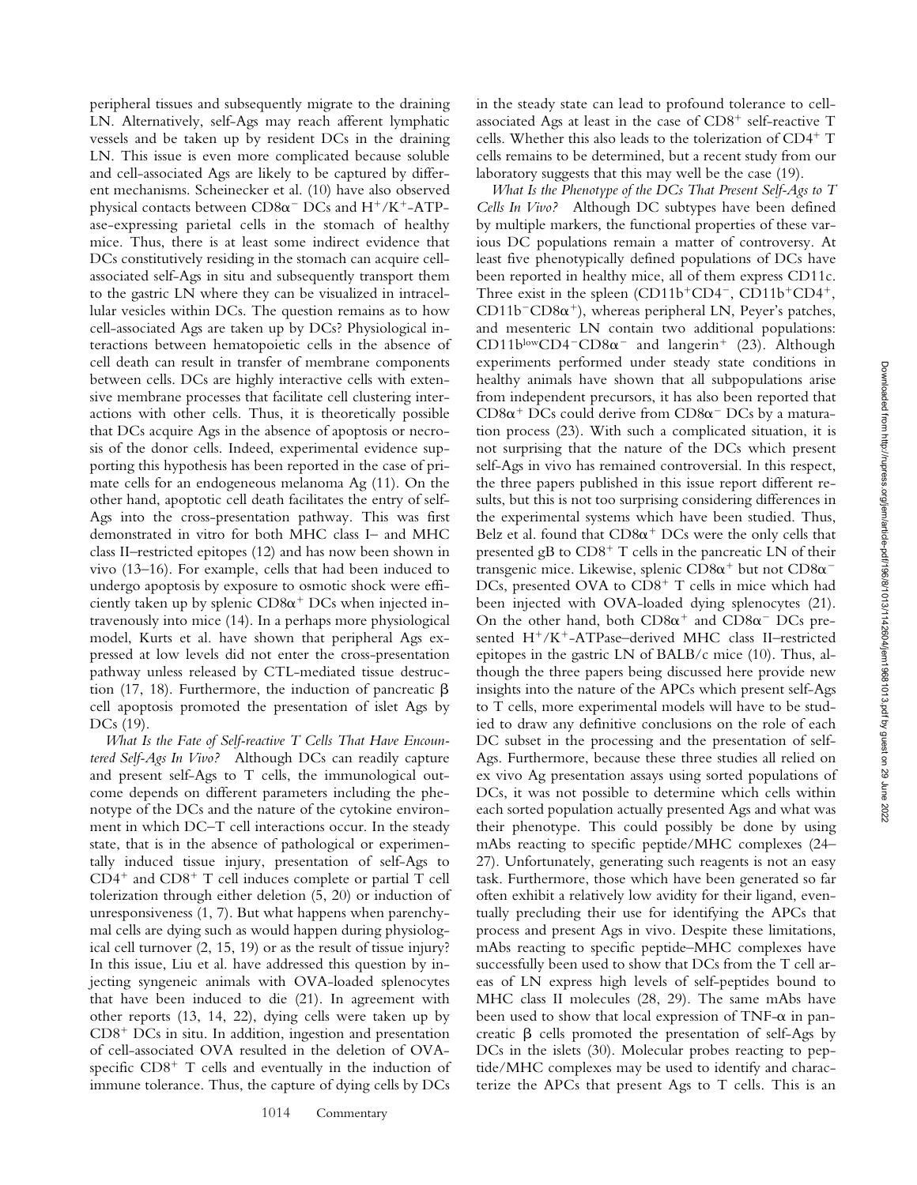peripheral tissues and subsequently migrate to the draining LN. Alternatively, self-Ags may reach afferent lymphatic vessels and be taken up by resident DCs in the draining LN. This issue is even more complicated because soluble and cell-associated Ags are likely to be captured by different mechanisms. Scheinecker et al. (10) have also observed physical contacts between $CD8\alpha^-$ DCs and $H^+/K^+$-ATPase-expressing parietal cells in the stomach of healthy mice. Thus, there is at least some indirect evidence that DCs constitutively residing in the stomach can acquire cell-associated self-Ags in situ and subsequently transport them to the gastric LN where they can be visualized in intracellular vesicles within DCs. The question remains as to how cell-associated Ags are taken up by DCs? Physiological interactions between hematopoietic cells in the absence of cell death can result in transfer of membrane components between cells. DCs are highly interactive cells with extensive membrane processes that facilitate cell clustering interactions with other cells. Thus, it is theoretically possible that DCs acquire Ags in the absence of apoptosis or necrosis of the donor cells. Indeed, experimental evidence supporting this hypothesis has been reported in the case of primate cells for an endogeneous melanoma Ag (11). On the other hand, apoptotic cell death facilitates the entry of self-Ags into the cross-presentation pathway. This was first demonstrated in vitro for both MHC class I– and MHC class II–restricted epitopes (12) and has now been shown in vivo (13–16). For example, cells that had been induced to undergo apoptosis by exposure to osmotic shock were efficiently taken up by splenic $CD8\alpha^+$ DCs when injected intravenously into mice (14). In a perhaps more physiological model, Kurts et al. have shown that peripheral Ags expressed at low levels did not enter the cross-presentation pathway unless released by CTL-mediated tissue destruction (17, 18). Furthermore, the induction of pancreatic β cell apoptosis promoted the presentation of islet Ags by DCs (19).

*What Is the Fate of Self-reactive T Cells That Have Encountered Self-Ags In Vivo?* Although DCs can readily capture and present self-Ags to T cells, the immunological outcome depends on different parameters including the phenotype of the DCs and the nature of the cytokine environment in which DC–T cell interactions occur. In the steady state, that is in the absence of pathological or experimentally induced tissue injury, presentation of self-Ags to $CD4^+$ and $CD8^+$ T cell induces complete or partial T cell tolerization through either deletion (5, 20) or induction of unresponsiveness (1, 7). But what happens when parenchymal cells are dying such as would happen during physiological cell turnover (2, 15, 19) or as the result of tissue injury? In this issue, Liu et al. have addressed this question by injecting syngeneic animals with OVA-loaded splenocytes that have been induced to die (21). In agreement with other reports (13, 14, 22), dying cells were taken up by $CD8^+$ DCs in situ. In addition, ingestion and presentation of cell-associated OVA resulted in the deletion of OVA-specific $CD8^+$ T cells and eventually in the induction of immune tolerance. Thus, the capture of dying cells by DCs in the steady state can lead to profound tolerance to cell-associated Ags at least in the case of $CD8^+$ self-reactive T cells. Whether this also leads to the tolerization of $CD4^+$ T cells remains to be determined, but a recent study from our laboratory suggests that this may well be the case (19).

*What Is the Phenotype of the DCs That Present Self-Ags to T Cells In Vivo?* Although DC subtypes have been defined by multiple markers, the functional properties of these various DC populations remain a matter of controversy. At least five phenotypically defined populations of DCs have been reported in healthy mice, all of them express CD11c. Three exist in the spleen ($CD11b^+CD4^-$, $CD11b^+CD4^+$, $CD11b^-CD8\alpha^+$), whereas peripheral LN, Peyer's patches, and mesenteric LN contain two additional populations: $CD11b^{low}CD4^-CD8\alpha^-$ and langerin$^+$ (23). Although experiments performed under steady state conditions in healthy animals have shown that all subpopulations arise from independent precursors, it has also been reported that $CD8\alpha^+$ DCs could derive from $CD8\alpha^-$ DCs by a maturation process (23). With such a complicated situation, it is not surprising that the nature of the DCs which present self-Ags in vivo has remained controversial. In this respect, the three papers published in this issue report different results, but this is not too surprising considering differences in the experimental systems which have been studied. Thus, Belz et al. found that $CD8\alpha^+$ DCs were the only cells that presented gB to $CD8^+$ T cells in the pancreatic LN of their transgenic mice. Likewise, splenic $CD8\alpha^+$ but not $CD8\alpha^-$ DCs, presented OVA to $CD8^+$ T cells in mice which had been injected with OVA-loaded dying splenocytes (21). On the other hand, both $CD8\alpha^+$ and $CD8\alpha^-$ DCs presented $H^+/K^+$-ATPase–derived MHC class II–restricted epitopes in the gastric LN of BALB/c mice (10). Thus, although the three papers being discussed here provide new insights into the nature of the APCs which present self-Ags to T cells, more experimental models will have to be studied to draw any definitive conclusions on the role of each DC subset in the processing and the presentation of self-Ags. Furthermore, because these three studies all relied on ex vivo Ag presentation assays using sorted populations of DCs, it was not possible to determine which cells within each sorted population actually presented Ags and what was their phenotype. This could possibly be done by using mAbs reacting to specific peptide/MHC complexes (24–27). Unfortunately, generating such reagents is not an easy task. Furthermore, those which have been generated so far often exhibit a relatively low avidity for their ligand, eventually precluding their use for identifying the APCs that process and present Ags in vivo. Despite these limitations, mAbs reacting to specific peptide–MHC complexes have successfully been used to show that DCs from the T cell areas of LN express high levels of self-peptides bound to MHC class II molecules (28, 29). The same mAbs have been used to show that local expression of TNF-α in pancreatic β cells promoted the presentation of self-Ags by DCs in the islets (30). Molecular probes reacting to peptide/MHC complexes may be used to identify and characterize the APCs that present Ags to T cells. This is an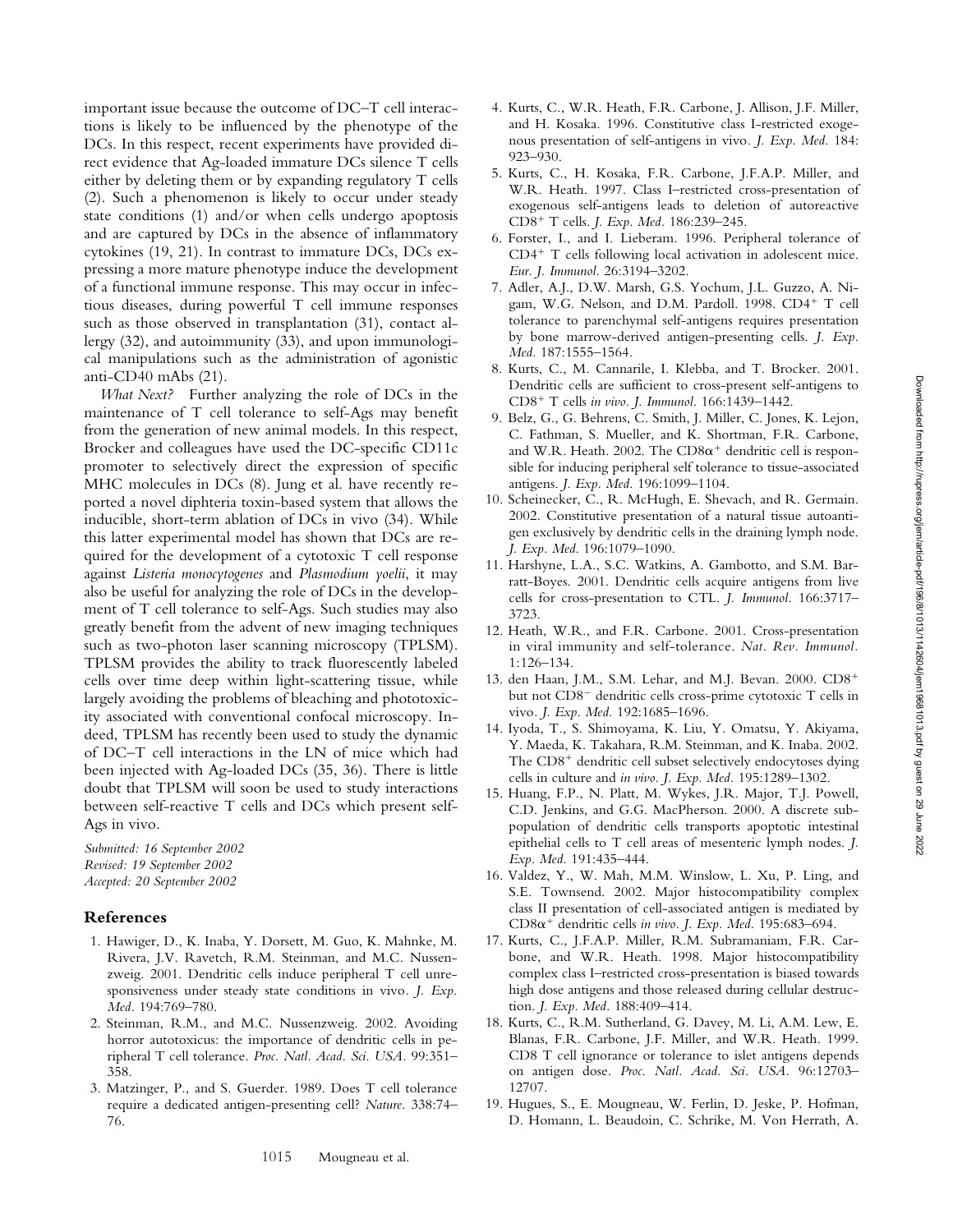important issue because the outcome of DC–T cell interactions is likely to be influenced by the phenotype of the DCs. In this respect, recent experiments have provided direct evidence that Ag-loaded immature DCs silence T cells either by deleting them or by expanding regulatory T cells (2). Such a phenomenon is likely to occur under steady state conditions (1) and/or when cells undergo apoptosis and are captured by DCs in the absence of inflammatory cytokines (19, 21). In contrast to immature DCs, DCs expressing a more mature phenotype induce the development of a functional immune response. This may occur in infectious diseases, during powerful T cell immune responses such as those observed in transplantation (31), contact allergy (32), and autoimmunity (33), and upon immunological manipulations such as the administration of agonistic anti-CD40 mAbs (21).

*What Next?* Further analyzing the role of DCs in the maintenance of T cell tolerance to self-Ags may benefit from the generation of new animal models. In this respect, Brocker and colleagues have used the DC-specific CD11c promoter to selectively direct the expression of specific MHC molecules in DCs (8). Jung et al. have recently reported a novel diphteria toxin-based system that allows the inducible, short-term ablation of DCs in vivo (34). While this latter experimental model has shown that DCs are required for the development of a cytotoxic T cell response against *Listeria monocytogenes* and *Plasmodium yoelii*, it may also be useful for analyzing the role of DCs in the development of T cell tolerance to self-Ags. Such studies may also greatly benefit from the advent of new imaging techniques such as two-photon laser scanning microscopy (TPLSM). TPLSM provides the ability to track fluorescently labeled cells over time deep within light-scattering tissue, while largely avoiding the problems of bleaching and phototoxicity associated with conventional confocal microscopy. Indeed, TPLSM has recently been used to study the dynamic of DC–T cell interactions in the LN of mice which had been injected with Ag-loaded DCs (35, 36). There is little doubt that TPLSM will soon be used to study interactions between self-reactive T cells and DCs which present self-Ags in vivo.

*Submitted: 16 September 2002*
*Revised: 19 September 2002*
*Accepted: 20 September 2002*

## References

1. Hawiger, D., K. Inaba, Y. Dorsett, M. Guo, K. Mahnke, M. Rivera, J.V. Ravetch, R.M. Steinman, and M.C. Nussenzweig. 2001. Dendritic cells induce peripheral T cell unresponsiveness under steady state conditions in vivo. *J. Exp. Med.* 194:769–780.
2. Steinman, R.M., and M.C. Nussenzweig. 2002. Avoiding horror autotoxicus: the importance of dendritic cells in peripheral T cell tolerance. *Proc. Natl. Acad. Sci. USA.* 99:351–358.
3. Matzinger, P., and S. Guerder. 1989. Does T cell tolerance require a dedicated antigen-presenting cell? *Nature.* 338:74–76.
4. Kurts, C., W.R. Heath, F.R. Carbone, J. Allison, J.F. Miller, and H. Kosaka. 1996. Constitutive class I-restricted exogenous presentation of self-antigens in vivo. *J. Exp. Med.* 184:923–930.
5. Kurts, C., H. Kosaka, F.R. Carbone, J.F.A.P. Miller, and W.R. Heath. 1997. Class I–restricted cross-presentation of exogenous self-antigens leads to deletion of autoreactive $CD8^+$ T cells. *J. Exp. Med.* 186:239–245.
6. Forster, I., and I. Lieberam. 1996. Peripheral tolerance of $CD4^+$ T cells following local activation in adolescent mice. *Eur. J. Immunol.* 26:3194–3202.
7. Adler, A.J., D.W. Marsh, G.S. Yochum, J.L. Guzzo, A. Nigam, W.G. Nelson, and D.M. Pardoll. 1998. $CD4^+$ T cell tolerance to parenchymal self-antigens requires presentation by bone marrow-derived antigen-presenting cells. *J. Exp. Med.* 187:1555–1564.
8. Kurts, C., M. Cannarile, I. Klebba, and T. Brocker. 2001. Dendritic cells are sufficient to cross-present self-antigens to $CD8^+$ T cells *in vivo*. *J. Immunol.* 166:1439–1442.
9. Belz, G., G. Behrens, C. Smith, J. Miller, C. Jones, K. Lejon, C. Fathman, S. Mueller, and K. Shortman, F.R. Carbone, and W.R. Heath. 2002. The $CD8\alpha^+$ dendritic cell is responsible for inducing peripheral self tolerance to tissue-associated antigens. *J. Exp. Med.* 196:1099–1104.
10. Scheinecker, C., R. McHugh, E. Shevach, and R. Germain. 2002. Constitutive presentation of a natural tissue autoantigen exclusively by dendritic cells in the draining lymph node. *J. Exp. Med.* 196:1079–1090.
11. Harshyne, L.A., S.C. Watkins, A. Gambotto, and S.M. Barratt-Boyes. 2001. Dendritic cells acquire antigens from live cells for cross-presentation to CTL. *J. Immunol.* 166:3717–3723.
12. Heath, W.R., and F.R. Carbone. 2001. Cross-presentation in viral immunity and self-tolerance. *Nat. Rev. Immunol.* 1:126–134.
13. den Haan, J.M., S.M. Lehar, and M.J. Bevan. 2000. $CD8^+$ but not $CD8^-$ dendritic cells cross-prime cytotoxic T cells in vivo. *J. Exp. Med.* 192:1685–1696.
14. Iyoda, T., S. Shimoyama, K. Liu, Y. Omatsu, Y. Akiyama, Y. Maeda, K. Takahara, R.M. Steinman, and K. Inaba. 2002. The $CD8^+$ dendritic cell subset selectively endocytoses dying cells in culture and *in vivo*. *J. Exp. Med.* 195:1289–1302.
15. Huang, F.P., N. Platt, M. Wykes, J.R. Major, T.J. Powell, C.D. Jenkins, and G.G. MacPherson. 2000. A discrete subpopulation of dendritic cells transports apoptotic intestinal epithelial cells to T cell areas of mesenteric lymph nodes. *J. Exp. Med.* 191:435–444.
16. Valdez, Y., W. Mah, M.M. Winslow, L. Xu, P. Ling, and S.E. Townsend. 2002. Major histocompatibility complex class II presentation of cell-associated antigen is mediated by $CD8\alpha^+$ dendritic cells *in vivo*. *J. Exp. Med.* 195:683–694.
17. Kurts, C., J.F.A.P. Miller, R.M. Subramaniam, F.R. Carbone, and W.R. Heath. 1998. Major histocompatibility complex class I–restricted cross-presentation is biased towards high dose antigens and those released during cellular destruction. *J. Exp. Med.* 188:409–414.
18. Kurts, C., R.M. Sutherland, G. Davey, M. Li, A.M. Lew, E. Blanas, F.R. Carbone, J.F. Miller, and W.R. Heath. 1999. CD8 T cell ignorance or tolerance to islet antigens depends on antigen dose. *Proc. Natl. Acad. Sci. USA.* 96:12703–12707.
19. Hugues, S., E. Mougneau, W. Ferlin, D. Jeske, P. Hofman, D. Homann, L. Beaudoin, C. Schrike, M. Von Herrath, A.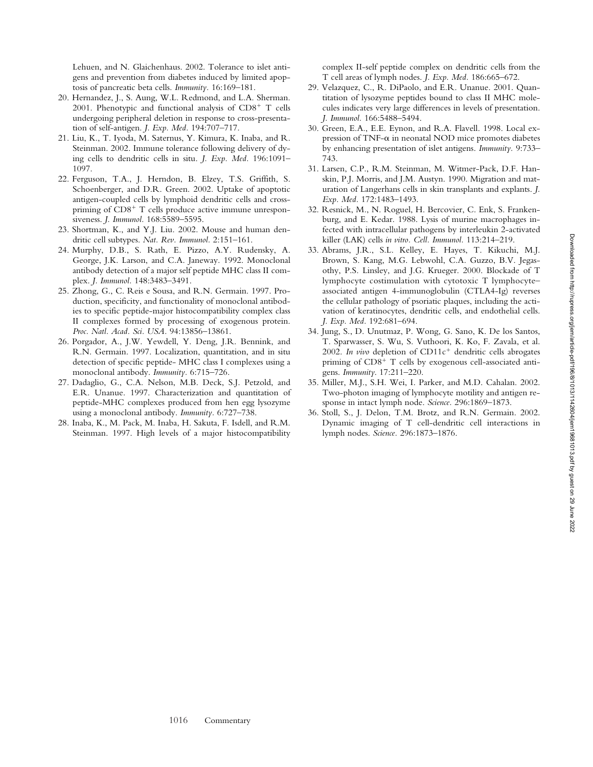Lehuen, and N. Glaichenhaus. 2002. Tolerance to islet antigens and prevention from diabetes induced by limited apoptosis of pancreatic beta cells. *Immunity.* 16:169–181.

20. Hernandez, J., S. Aung, W.L. Redmond, and L.A. Sherman. 2001. Phenotypic and functional analysis of $CD8^+$ T cells undergoing peripheral deletion in response to cross-presentation of self-antigen. *J. Exp. Med.* 194:707–717.
21. Liu, K., T. Iyoda, M. Saternus, Y. Kimura, K. Inaba, and R. Steinman. 2002. Immune tolerance following delivery of dying cells to dendritic cells in situ. *J. Exp. Med.* 196:1091–1097.
22. Ferguson, T.A., J. Herndon, B. Elzey, T.S. Griffith, S. Schoenberger, and D.R. Green. 2002. Uptake of apoptotic antigen-coupled cells by lymphoid dendritic cells and cross-priming of $CD8^+$ T cells produce active immune unresponsiveness. *J. Immunol.* 168:5589–5595.
23. Shortman, K., and Y.J. Liu. 2002. Mouse and human dendritic cell subtypes. *Nat. Rev. Immunol.* 2:151–161.
24. Murphy, D.B., S. Rath, E. Pizzo, A.Y. Rudensky, A. George, J.K. Larson, and C.A. Janeway. 1992. Monoclonal antibody detection of a major self peptide MHC class II complex. *J. Immunol.* 148:3483–3491.
25. Zhong, G., C. Reis e Sousa, and R.N. Germain. 1997. Production, specificity, and functionality of monoclonal antibodies to specific peptide-major histocompatibility complex class II complexes formed by processing of exogenous protein. *Proc. Natl. Acad. Sci. USA.* 94:13856–13861.
26. Porgador, A., J.W. Yewdell, Y. Deng, J.R. Bennink, and R.N. Germain. 1997. Localization, quantitation, and in situ detection of specific peptide- MHC class I complexes using a monoclonal antibody. *Immunity.* 6:715–726.
27. Dadaglio, G., C.A. Nelson, M.B. Deck, S.J. Petzold, and E.R. Unanue. 1997. Characterization and quantitation of peptide-MHC complexes produced from hen egg lysozyme using a monoclonal antibody. *Immunity.* 6:727–738.
28. Inaba, K., M. Pack, M. Inaba, H. Sakuta, F. Isdell, and R.M. Steinman. 1997. High levels of a major histocompatibility complex II-self peptide complex on dendritic cells from the T cell areas of lymph nodes. *J. Exp. Med.* 186:665–672.
29. Velazquez, C., R. DiPaolo, and E.R. Unanue. 2001. Quantitation of lysozyme peptides bound to class II MHC molecules indicates very large differences in levels of presentation. *J. Immunol.* 166:5488–5494.
30. Green, E.A., E.E. Eynon, and R.A. Flavell. 1998. Local expression of TNF-$\alpha$ in neonatal NOD mice promotes diabetes by enhancing presentation of islet antigens. *Immunity.* 9:733–743.
31. Larsen, C.P., R.M. Steinman, M. Witmer-Pack, D.F. Hankins, P.J. Morris, and J.M. Austyn. 1990. Migration and maturation of Langerhans cells in skin transplants and explants. *J. Exp. Med.* 172:1483–1493.
32. Resnick, M., N. Roguel, H. Bercovier, C. Enk, S. Frankenburg, and E. Kedar. 1988. Lysis of murine macrophages infected with intracellular pathogens by interleukin 2-activated killer (LAK) cells *in vitro*. *Cell. Immunol.* 113:214–219.
33. Abrams, J.R., S.L. Kelley, E. Hayes, T. Kikuchi, M.J. Brown, S. Kang, M.G. Lebwohl, C.A. Guzzo, B.V. Jegasothy, P.S. Linsley, and J.G. Krueger. 2000. Blockade of T lymphocyte costimulation with cytotoxic T lymphocyte–associated antigen 4-immunoglobulin (CTLA4-Ig) reverses the cellular pathology of psoriatic plaques, including the activation of keratinocytes, dendritic cells, and endothelial cells. *J. Exp. Med.* 192:681–694.
34. Jung, S., D. Unutmaz, P. Wong, G. Sano, K. De los Santos, T. Sparwasser, S. Wu, S. Vuthoori, K. Ko, F. Zavala, et al. 2002. *In vivo* depletion of $CD11c^+$ dendritic cells abrogates priming of $CD8^+$ T cells by exogenous cell-associated antigens. *Immunity.* 17:211–220.
35. Miller, M.J., S.H. Wei, I. Parker, and M.D. Cahalan. 2002. Two-photon imaging of lymphocyte motility and antigen response in intact lymph node. *Science.* 296:1869–1873.
36. Stoll, S., J. Delon, T.M. Brotz, and R.N. Germain. 2002. Dynamic imaging of T cell-dendritic cell interactions in lymph nodes. *Science.* 296:1873–1876.